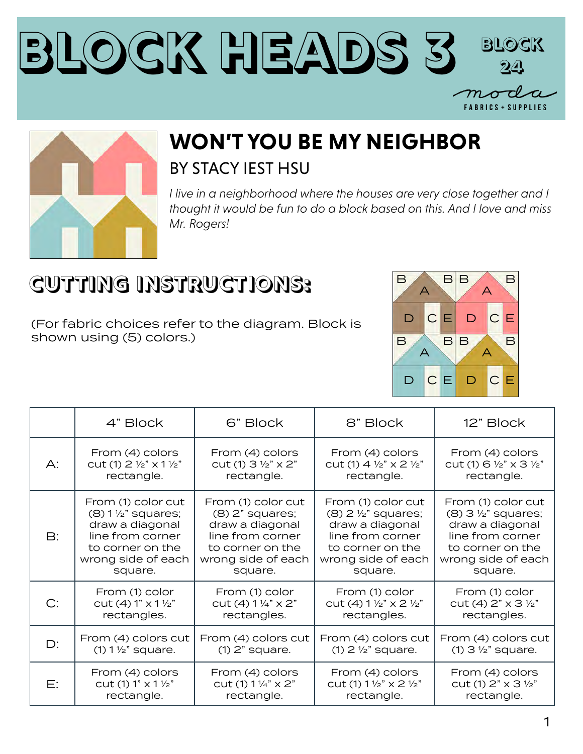# BLOCK HEADS 3

BLOCK 24

moda FABRICS + SUPPLIES

## WON'T YOU BE MY NEIGHBOR

BY STACY IEST HSU

*I live in a neighborhood where the houses are very close together and I thought it would be fun to do a block based on this. And I love and miss Mr. Rogers!*

## CUTTING INSTRUCTIONS:

(For fabric choices refer to the diagram. Block is shown using (5) colors.)

| | 4" Block | 6" Block | 8" Block | 12" Block |
|---|---|---|---|---|
| A: | From (4) colors cut (1) 2 ½" x 1 ½" rectangle. | From (4) colors cut (1) 3 ½" x 2" rectangle. | From (4) colors cut (1) 4 ½" x 2 ½" rectangle. | From (4) colors cut (1) 6 ½" x 3 ½" rectangle. |
| B: | From (1) color cut (8) 1 ½" squares; draw a diagonal line from corner to corner on the wrong side of each square. | From (1) color cut (8) 2" squares; draw a diagonal line from corner to corner on the wrong side of each square. | From (1) color cut (8) 2 ½" squares; draw a diagonal line from corner to corner on the wrong side of each square. | From (1) color cut (8) 3 ½" squares; draw a diagonal line from corner to corner on the wrong side of each square. |
| C: | From (1) color cut (4) 1" x 1 ½" rectangles. | From (1) color cut (4) 1 ¼" x 2" rectangles. | From (1) color cut (4) 1 ½" x 2 ½" rectangles. | From (1) color cut (4) 2" x 3 ½" rectangles. |
| D: | From (4) colors cut (1) 1 ½" square. | From (4) colors cut (1) 2" square. | From (4) colors cut (1) 2 ½" square. | From (4) colors cut (1) 3 ½" square. |
| E: | From (4) colors cut (1) 1" x 1 ½" rectangle. | From (4) colors cut (1) 1 ¼" x 2" rectangle. | From (4) colors cut (1) 1 ½" x 2 ½" rectangle. | From (4) colors cut (1) 2" x 3 ½" rectangle. |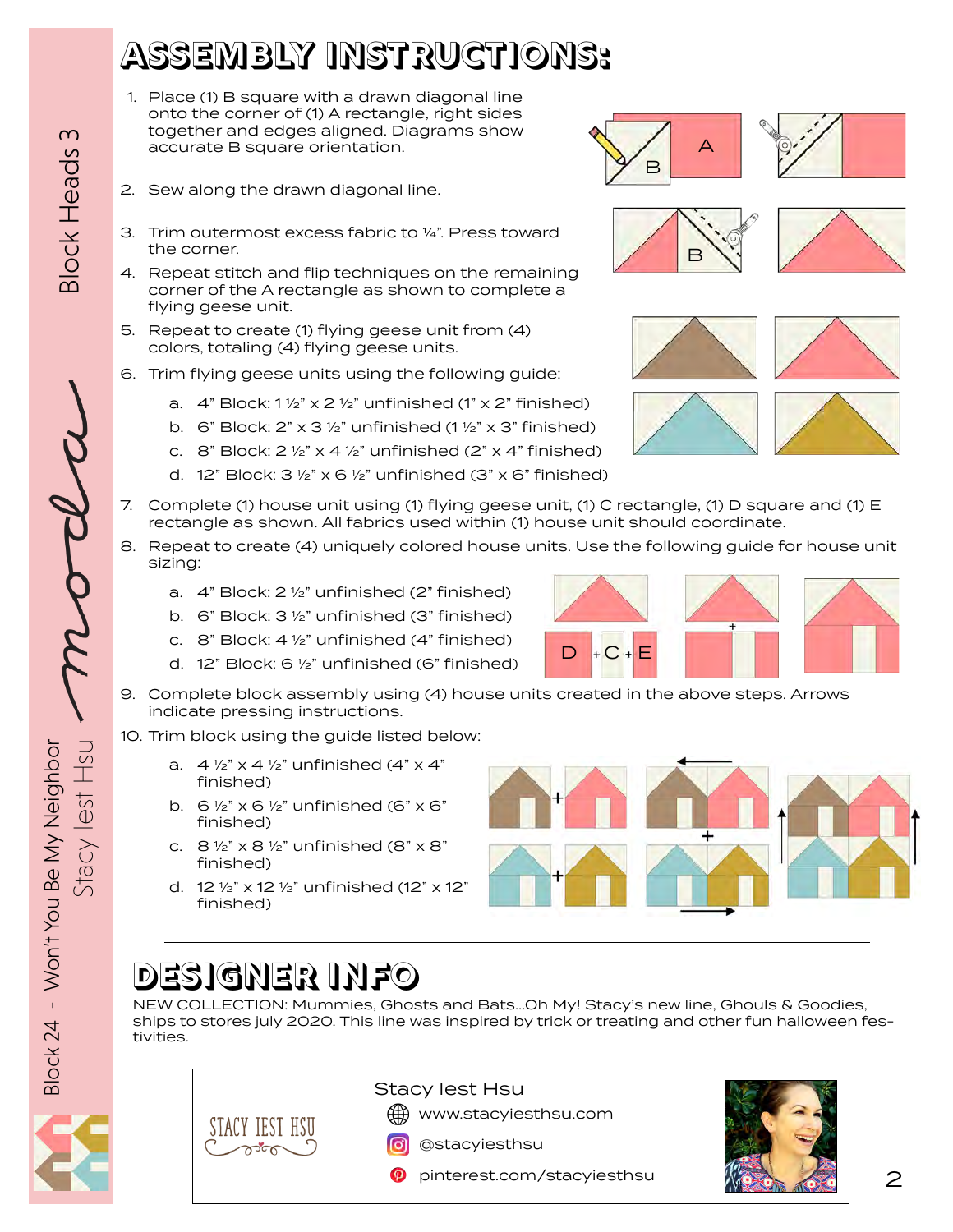# ASSEMBLY INSTRUCTIONS:

1. Place (1) B square with a drawn diagonal line onto the corner of (1) A rectangle, right sides together and edges aligned. Diagrams show accurate B square orientation.
2. Sew along the drawn diagonal line.
3. Trim outermost excess fabric to ¼". Press toward the corner.
4. Repeat stitch and flip techniques on the remaining corner of the A rectangle as shown to complete a flying geese unit.
5. Repeat to create (1) flying geese unit from (4) colors, totaling (4) flying geese units.
6. Trim flying geese units using the following guide:
   a. 4" Block: 1 ½" x 2 ½" unfinished (1" x 2" finished)
   b. 6" Block: 2" x 3 ½" unfinished (1 ½" x 3" finished)
   c. 8" Block: 2 ½" x 4 ½" unfinished (2" x 4" finished)
   d. 12" Block: 3 ½" x 6 ½" unfinished (3" x 6" finished)
7. Complete (1) house unit using (1) flying geese unit, (1) C rectangle, (1) D square and (1) E rectangle as shown. All fabrics used within (1) house unit should coordinate.
8. Repeat to create (4) uniquely colored house units. Use the following guide for house unit sizing:
   a. 4" Block: 2 ½" unfinished (2" finished)
   b. 6" Block: 3 ½" unfinished (3" finished)
   c. 8" Block: 4 ½" unfinished (4" finished)
   d. 12" Block: 6 ½" unfinished (6" finished)
9. Complete block assembly using (4) house units created in the above steps. Arrows indicate pressing instructions.
10. Trim block using the guide listed below:
    a. 4 ½" x 4 ½" unfinished (4" x 4" finished)
    b. 6 ½" x 6 ½" unfinished (6" x 6" finished)
    c. 8 ½" x 8 ½" unfinished (8" x 8" finished)
    d. 12 ½" x 12 ½" unfinished (12" x 12" finished)

# DESIGNER INFO

NEW COLLECTION: Mummies, Ghosts and Bats...Oh My! Stacy's new line, Ghouls & Goodies, ships to stores july 2020. This line was inspired by trick or treating and other fun halloween festivities.

Stacy Iest Hsu

www.stacyiesthsu.com

@stacyiesthsu

pinterest.com/stacyiesthsu